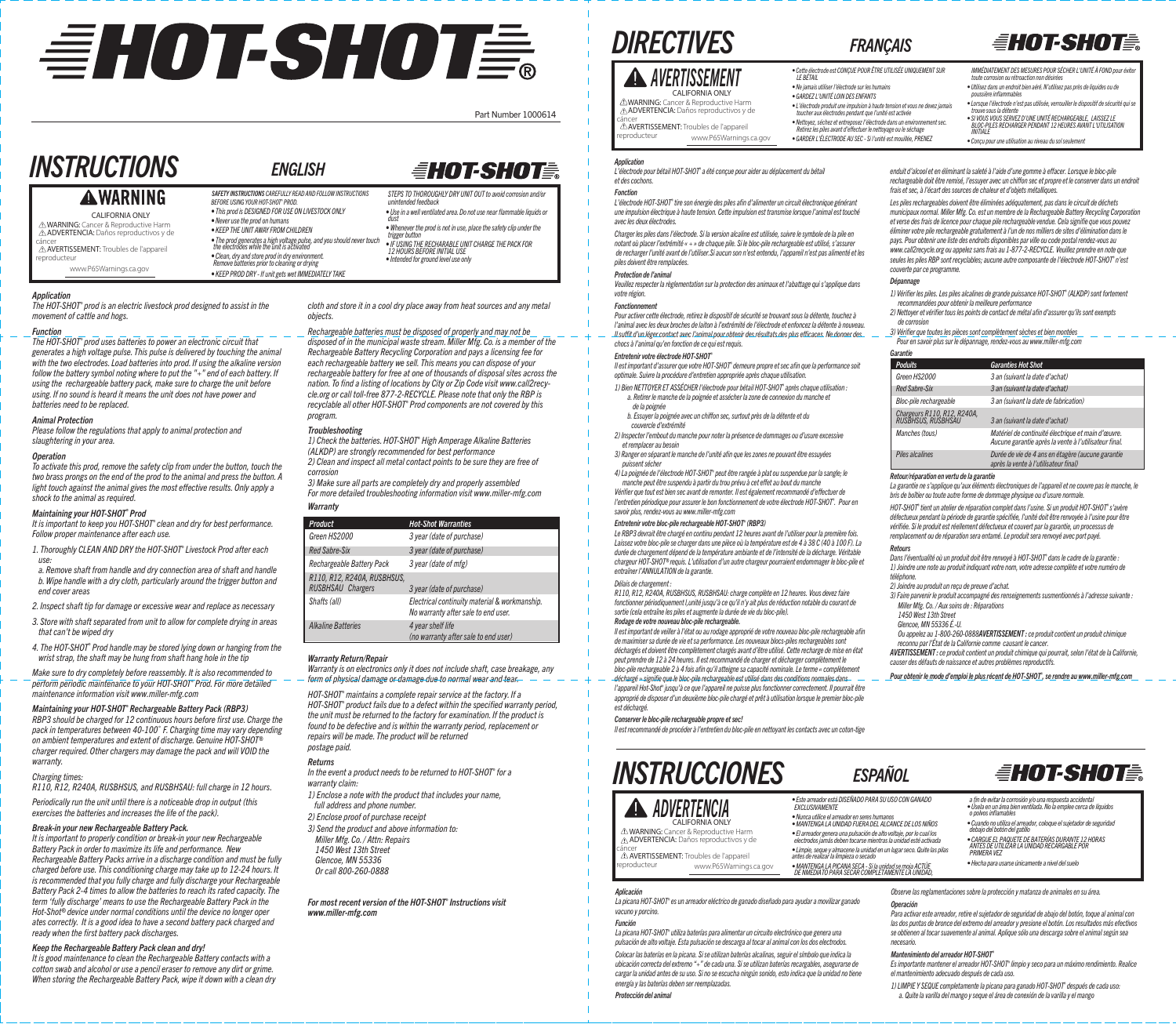# HOT-SHOT®

Part Number 1000614

# INSTRUCTIONS

## ENGLISH

### ⚠ WARNING

CALIFORNIA ONLY

⚠WARNING: Cancer & Reproductive Harm
⚠ADVERTENCIA: Daños reproductivos y de cáncer
⚠AVERTISSEMENT: Troubles de l'appareil reproducteur

www.P65Warnings.ca.gov

*SAFETY INSTRUCTIONS CAREFULLY READ AND FOLLOW INSTRUCTIONS BEFORE USING YOUR HOT-SHOT® PROD.*

- *This prod is DESIGNED FOR USE ON LIVESTOCK ONLY*
- *Never use the prod on humans*
- *KEEP THE UNIT AWAY FROM CHILDREN*
- *The prod generates a high voltage pulse, and you should never touch the electrodes while the unit is activated*
- *Clean, dry and store prod in dry environment. Remove batteries prior to cleaning or drying*
- *KEEP PROD DRY - If unit gets wet IMMEDIATELY TAKE STEPS TO THOROUGHLY DRY UNIT OUT to avoid corrosion and/or unintended feedback*
- *Use in a well ventilated area. Do not use near flammable liquids or dust*
- *Whenever the prod is not in use, place the safety clip under the trigger button*
- *IF USING THE RECHARGABLE UNIT CHARGE THE PACK FOR 12 HOURS BEFORE INITIAL USE*
- *Intended for ground level use only*

### Application

The HOT-SHOT® prod is an electric livestock prod designed to assist in the movement of cattle and hogs.

### Function

The HOT-SHOT® prod uses batteries to power an electronic circuit that generates a high voltage pulse. This pulse is delivered by touching the animal with the two electrodes. Load batteries into prod. If using the alkaline version follow the battery symbol noting where to put the "+" end of each battery. If using the rechargeable battery pack, make sure to charge the unit before using. If no sound is heard it means the unit does not have power and batteries need to be replaced.

### Animal Protection

Please follow the regulations that apply to animal protection and slaughtering in your area.

### Operation

To activate this prod, remove the safety clip from under the button, touch the two brass prongs on the end of the prod to the animal and press the button. A light touch against the animal gives the most effective results. Only apply a shock to the animal as required.

### Maintaining your HOT-SHOT® Prod

It is important to keep you HOT-SHOT® clean and dry for best performance. Follow proper maintenance after each use.

1. Thoroughly CLEAN AND DRY the HOT-SHOT® Livestock Prod after each use:
   a. Remove shaft from handle and dry connection area of shaft and handle
   b. Wipe handle with a dry cloth, particularly around the trigger button and end cover areas
2. Inspect shaft tip for damage or excessive wear and replace as necessary
3. Store with shaft separated from unit to allow for complete drying in areas that can't be wiped dry
4. The HOT-SHOT® Prod handle may be stored lying down or hanging from the wrist strap, the shaft may be hung from shaft hang hole in the tip

Make sure to dry completely before reassembly. It is also recommended to perform periodic maintenance to your HOT-SHOT® Prod. For more detailed maintenance information visit www.miller-mfg.com

### Maintaining your HOT-SHOT® Rechargeable Battery Pack (RBP3)

RBP3 should be charged for 12 continuous hours before first use. Charge the pack in temperatures between 40-100˚ F. Charging time may vary depending on ambient temperatures and extent of discharge. Genuine HOT-SHOT® charger required. Other chargers may damage the pack and will VOID the warranty.

*Charging times:*
R110, R12, R240A, RUSBHSUS, and RUSBHSAU: full charge in 12 hours.

Periodically run the unit until there is a noticeable drop in output (this exercises the batteries and increases the life of the pack).

### Break-in your new Rechargeable Battery Pack.

It is important to properly condition or break-in your new Rechargeable Battery Pack in order to maximize its life and performance. New Rechargeable Battery Packs arrive in a discharge condition and must be fully charged before use. This conditioning charge may take up to 12-24 hours. It is recommended that you fully charge and fully discharge your Rechargeable Battery Pack 2-4 times to allow the batteries to reach its rated capacity. The term 'fully discharge' means to use the Rechargeable Battery Pack in the Hot-Shot® device under normal conditions until the device no longer operates correctly. It is a good idea to have a second battery pack charged and ready when the first battery pack discharges.

### Keep the Rechargeable Battery Pack clean and dry!

It is good maintenance to clean the Rechargeable Battery contacts with a cotton swab and alcohol or use a pencil eraser to remove any dirt or grime. When storing the Rechargeable Battery Pack, wipe it down with a clean dry cloth and store it in a cool dry place away from heat sources and any metal objects.

Rechargeable batteries must be disposed of properly and may not be disposed of in the municipal waste stream. Miller Mfg. Co. is a member of the Rechargeable Battery Recycling Corporation and pays a licensing fee for each rechargeable battery we sell. This means you can dispose of your rechargeable battery for free at one of thousands of disposal sites across the nation. To find a listing of locations by City or Zip Code visit www.call2recycle.org or call toll-free 877-2-RECYCLE. Please note that only the RBP is recyclable all other HOT-SHOT® Prod components are not covered by this program.

### Troubleshooting

1) Check the batteries. HOT-SHOT® High Amperage Alkaline Batteries (ALKDP) are strongly recommended for best performance
2) Clean and inspect all metal contact points to be sure they are free of corrosion
3) Make sure all parts are completely dry and properly assembled

For more detailed troubleshooting information visit www.miller-mfg.com

### Warranty

| Product | Hot-Shot Warranties |
|---|---|
| Green HS2000 | 3 year (date of purchase) |
| Red Sabre-Six | 3 year (date of purchase) |
| Rechargeable Battery Pack | 3 year (date of mfg) |
| R110, R12, R240A, RUSBHSUS, RUSBHSAU Chargers | 3 year (date of purchase) |
| Shafts (all) | Electrical continuity material & workmanship. No warranty after sale to end user. |
| Alkaline Batteries | 4 year shelf life (no warranty after sale to end user) |

### Warranty Return/Repair

Warranty is on electronics only it does not include shaft, case breakage, any form of physical damage or damage due to normal wear and tear.

HOT-SHOT® maintains a complete repair service at the factory. If a HOT-SHOT® product fails due to a defect within the specified warranty period, the unit must be returned to the factory for examination. If the product is found to be defective and is within the warranty period, replacement or repairs will be made. The product will be returned postage paid.

### Returns

In the event a product needs to be returned to HOT-SHOT® for a warranty claim:

1) Enclose a note with the product that includes your name, full address and phone number.
2) Enclose proof of purchase receipt
3) Send the product and above information to:
   Miller Mfg. Co. / Attn: Repairs
   1450 West 13th Street
   Glencoe, MN 55336
   Or call 800-260-0888

*For most recent version of the HOT-SHOT® Instructions visit www.miller-mfg.com*

# DIRECTIVES

## FRANÇAIS

### ⚠ AVERTISSEMENT

CALIFORNIA ONLY

⚠WARNING: Cancer & Reproductive Harm
⚠ADVERTENCIA: Daños reproductivos y de cáncer
⚠AVERTISSEMENT: Troubles de l'appareil reproducteur

www.P65Warnings.ca.gov

- *Cette électrode est CONÇUE POUR ÊTRE UTILISÉE UNIQUEMENT SUR LE BÉTAIL*
- *Ne jamais utiliser l'électrode sur les humains*
- *GARDEZ L'UNITÉ LOIN DES ENFANTS*
- *L'électrode produit une impulsion à haute tension et vous ne devez jamais toucher aux électrodes pendant que l'unité est activée*
- *Nettoyez, séchez et entreposez l'électrode dans un environnement sec. Retirez les piles avant d'effectuer le nettoyage ou le séchage*
- *GARDER L'ÉLECTRODE AU SEC - Si l'unité est mouillée, PRENEZ IMMÉDIATEMENT DES MESURES POUR SÉCHER L'UNITÉ À FOND pour éviter toute corrosion ou rétroaction non désirées*
- *Utilisez dans un endroit bien aéré. N'utilisez pas près de liquides ou de poussière inflammables*
- *Lorsque l'électrode n'est pas utilisée, verrouiller le dispositif de sécurité qui se trouve sous la détente*
- *SI VOUS VOUS SERVEZ D'UNE UNITÉ RECHARGEABLE, LAISSEZ LE BLOC-PILES RECHARGER PENDANT 12 HEURES AVANT L'UTILISATION INITIALE*
- *Conçu pour une utilisation au niveau du sol seulement*

### Application

L'électrode pour bétail HOT-SHOT® a été conçue pour aider au déplacement du bétail et des cochons.

### Fonction

L'électrode HOT-SHOT® tire son énergie des piles afin d'alimenter un circuit électronique générant une impulsion électrique à haute tension. Cette impulsion est transmise lorsque l'animal est touché avec les deux électrodes.

Charger les piles dans l'électrode. Si la version alcaline est utilisée, suivre le symbole de la pile en notant où placer l'extrémité « + » de chaque pile. Si le bloc-pile rechargeable est utilisé, s'assurer de recharger l'unité avant de l'utiliser. Si aucun son n'est entendu, l'appareil n'est pas alimenté et les piles doivent être remplacées.

### Protection de l'animal

Veuillez respecter la réglementation sur la protection des animaux et l'abattage qui s'applique dans votre région.

### Fonctionnement

Pour activer cette électrode, retirez le dispositif de sécurité se trouvant sous la détente, touchez à l'animal avec les deux broches de laiton à l'extrémité de l'électrode et enfoncez la détente à nouveau. Il suffit d'un léger contact avec l'animal pour obtenir des résultats des plus efficaces. Ne donner des chocs à l'animal qu'en fonction de ce qui est requis.

### Entretenir votre électrode HOT-SHOT®

Il est important d'assurer que votre HOT-SHOT® demeure propre et sec afin que la performance soit optimale. Suivre la procédure d'entretien appropriée après chaque utilisation.

1) Bien NETTOYER ET ASSÉCHER l'électrode pour bétail HOT-SHOT® après chaque utilisation :
   a. Retirer le manche de la poignée et assécher la zone de connexion du manche et de la poignée
   b. Essuyer la poignée avec un chiffon sec, surtout près de la détente et du couvercle d'extrémité
2) Inspecter l'embout du manche pour noter la présence de dommages ou d'usure excessive et remplacer au besoin
3) Ranger en séparant le manche de l'unité afin que les zones ne pouvant être essuyées puissent sécher
4) La poignée de l'électrode HOT-SHOT® peut être rangée à plat ou suspendue par la sangle; le manche peut être suspendu à partir du trou prévu à cet effet au bout du manche

Vérifier que tout est bien sec avant de remonter. Il est également recommandé d'effectuer de l'entretien périodique pour assurer le bon fonctionnement de votre électrode HOT-SHOT®. Pour en savoir plus, rendez-vous au www.miller-mfg.com

### Entretenir votre bloc-pile rechargeable HOT-SHOT® (RBP3)

Le RBP3 devrait être chargé en continu pendant 12 heures avant de l'utiliser pour la première fois. Laissez votre bloc-pile se charger dans une pièce où la température est de 4 à 38 C (40 à 100 F). La durée de chargement dépend de la température ambiante et de l'intensité de la décharge. Véritable chargeur HOT-SHOT® requis. L'utilisation d'un autre chargeur pourraient endommager le bloc-pile et entraîner l'ANNULATION de la garantie.

*Délais de chargement :*
R110, R12, R240A, RUSBHSUS, RUSBHSAU: charge complète en 12 heures. Vous devez faire fonctionner périodiquement l'unité jusqu'à ce qu'il n'y ait plus de réduction notable du courant de sortie (cela entraîne les piles et augmente la durée de vie du bloc-pile).

### Rodage de votre nouveau bloc-pile rechargeable.

Il est important de veiller à l'état ou au rodage approprié de votre nouveau bloc-pile rechargeable afin de maximiser sa durée de vie et sa performance. Les nouveaux blocs-piles rechargeables sont déchargés et doivent être complètement chargés avant d'être utilisé. Cette recharge de mise en état peut prendre de 12 à 24 heures. Il est recommandé de charger et décharger complètement le bloc-pile rechargeable 2 à 4 fois afin qu'il atteigne sa capacité nominale. Le terme « complètement déchargé » signifie que le bloc-pile rechargeable est utilisé dans des conditions normales dans l'appareil Hot-Shot® jusqu'à ce que l'appareil ne puisse plus fonctionner correctement. Il pourrait être approprié de disposer d'un deuxième bloc-pile chargé et prêt à l'utilisation lorsque le premier bloc-pile est déchargé.

### Conserver le bloc-pile rechargeable propre et sec!

Il est recommandé de procéder à l'entretien du bloc-pile en nettoyant les contacts avec un coton-tige enduit d'alcool et en éliminant la saleté à l'aide d'une gomme à effacer. Lorsque le bloc-pile rechargeable doit être remisé, l'essuyer avec un chiffon sec et propre et le conserver dans un endroit frais et sec, à l'écart des sources de chaleur et d'objets métalliques.

Les piles rechargeables doivent être éliminées adéquatement, pas dans le circuit de déchets municipaux normal. Miller Mfg. Co. est un membre de la Rechargeable Battery Recycling Corporation et verse des frais de licence pour chaque pile rechargeable vendue. Cela signifie que vous pouvez éliminer votre pile rechargeable gratuitement à l'un de nos milliers de sites d'élimination dans le pays. Pour obtenir une liste des endroits disponibles par ville ou code postal rendez-vous au www.call2recycle.org ou appelez sans frais au 1-877-2-RECYCLE. Veuillez prendre en note que seules les piles RBP sont recyclables; aucune autre composante de l'électrode HOT-SHOT® n'est couverte par ce programme.

### Dépannage

1) Vérifier les piles. Les piles alcalines de grande puissance HOT-SHOT® (ALKDP) sont fortement recommandées pour obtenir la meilleure performance
2) Nettoyer et vérifier tous les points de contact de métal afin d'assurer qu'ils sont exempts de corrosion
3) Vérifier que toutes les pièces sont complètement sèches et bien montées

Pour en savoir plus sur le dépannage, rendez-vous au www.miller-mfg.com

### Garantie

| Poduits | Garanties Hot Shot |
|---|---|
| Green HS2000 | 3 an (suivant la date d'achat) |
| Red Sabre-Six | 3 an (suivant la date d'achat) |
| Bloc-pile rechargeable | 3 an (suivant la date de fabrication) |
| Chargeurs R110, R12, R240A, RUSBHSUS, RUSBHSAU | 3 an (suivant la date d'achat) |
| Manches (tous) | Matériel de continuité électrique et main d'œuvre. Aucune garantie après la vente à l'utilisateur final. |
| Piles alcalines | Durée de vie de 4 ans en étagère (aucune garantie après la vente à l'utilisateur final) |

### Retour/réparation en vertu de la garantie

La garantie ne s'applique qu'aux éléments électroniques de l'appareil et ne couvre pas le manche, le bris de boîtier ou toute autre forme de dommage physique ou d'usure normale.

HOT-SHOT® tient un atelier de réparation complet dans l'usine. Si un produit HOT-SHOT® s'avère défectueux pendant la période de garantie spécifiée, l'unité doit être renvoyée à l'usine pour être vérifiée. Si le produit est réellement défectueux et couvert par la garantie, un processus de remplacement ou de réparation sera entamé. Le produit sera renvoyé avec port payé.

### Retours

Dans l'éventualité où un produit doit être renvoyé à HOT-SHOT® dans le cadre de la garantie :

1) Joindre une note au produit indiquant votre nom, votre adresse complète et votre numéro de téléphone.
2) Joindre au produit un reçu de preuve d'achat.
3) Faire parvenir le produit accompagné des renseignements susmentionnés à l'adresse suivante :
   Miller Mfg. Co. / Aux soins de : Réparations
   1450 West 13th Street
   Glencoe, MN 55336 É.-U.
   Ou appelez au 1-800-260-0888

**AVERTISSEMENT :** ce produit contient un produit chimique reconnu par l'État de la Californie comme causant le cancer.

**AVERTISSEMENT :** ce produit contient un produit chimique qui pourrait, selon l'état de la Californie, causer des défauts de naissance et autres problèmes reproductifs.

*Pour obtenir le mode d'emploi le plus récent de HOT-SHOT®, se rendre au www.miller-mfg.com*

# INSTRUCCIONES

## ESPAÑOL

### ⚠ ADVERTENCIA

CALIFORNIA ONLY

⚠WARNING: Cancer & Reproductive Harm
⚠ADVERTENCIA: Daños reproductivos y de cáncer
⚠AVERTISSEMENT: Troubles de l'appareil reproducteur

www.P65Warnings.ca.gov

- *Este arreador está DISEÑADO PARA SU USO CON GANADO EXCLUSIVAMENTE*
- *Nunca utilice el arreador en seres humanos*
- *MANTENGA LA UNIDAD FUERA DEL ALCANCE DE LOS NIÑOS*
- *El arreador genera una pulsación de alto voltaje, por lo cual los electrodos jamás deben tocarse mientras la unidad esté activada*
- *Limpie, seque y almacene la unidad en un lugar seco. Quite las pilas antes de realizar la limpieza o secado*
- *MANTENGA LA PICANA SECA - Si la unidad se moja ACTÚE DE NMEDIATO PARA SECAR COMPLETAMENTE LA UNIDAD, a fin de evitar la corrosión y/o una respuesta accidental*
- *Úsela en un área bien ventilada. No la emplee cerca de líquidos o polvos inflamables*
- *Cuando no utilice el arreador, coloque el sujetador de seguridad debajo del botón del gatillo*
- *CARGUE EL PAQUETE DE BATERÍAS DURANTE 12 HORAS ANTES DE UTILIZAR LA UNIDAD RECARGABLE POR PRIMERA VEZ*
- *Hecha para usarse únicamente a nivel del suelo*

### Aplicación

La picana HOT-SHOT® es un arreador eléctrico de ganado diseñado para ayudar a movilizar ganado vacuno y porcino.

### Función

La picana HOT-SHOT® utiliza baterías para alimentar un circuito electrónico que genera una pulsación de alto voltaje. Esta pulsación se descarga al tocar al animal con los dos electrodos.

Colocar las baterías en la picana. Si se utilizan baterías alcalinas, seguir el símbolo que indica la ubicación correcta del extremo "+" de cada una. Si se utilizan baterías recargables, asegurarse de cargar la unidad antes de su uso. Si no se escucha ningún sonido, esto indica que la unidad no tiene energía y las baterías deben ser reemplazadas.

### Protección del animal

Observe las reglamentaciones sobre la protección y matanza de animales en su área.

### Operación

Para activar este arreador, retire el sujetador de seguridad de abajo del botón, toque al animal con las dos puntas de bronce del extremo del arreador y presione el botón. Los resultados más efectivos se obtienen al tocar suavemente al animal. Aplique sólo una descarga sobre el animal según sea necesario.

### Mantenimiento del arreador HOT-SHOT®

Es importante mantener el arreador HOT-SHOT® limpio y seco para un máximo rendimiento. Realice el mantenimiento adecuado después de cada uso.

1) LIMPIE Y SEQUE completamente la picana para ganado HOT-SHOT® después de cada uso:
   a. Quite la varilla del mango y seque el área de conexión de la varilla y el mango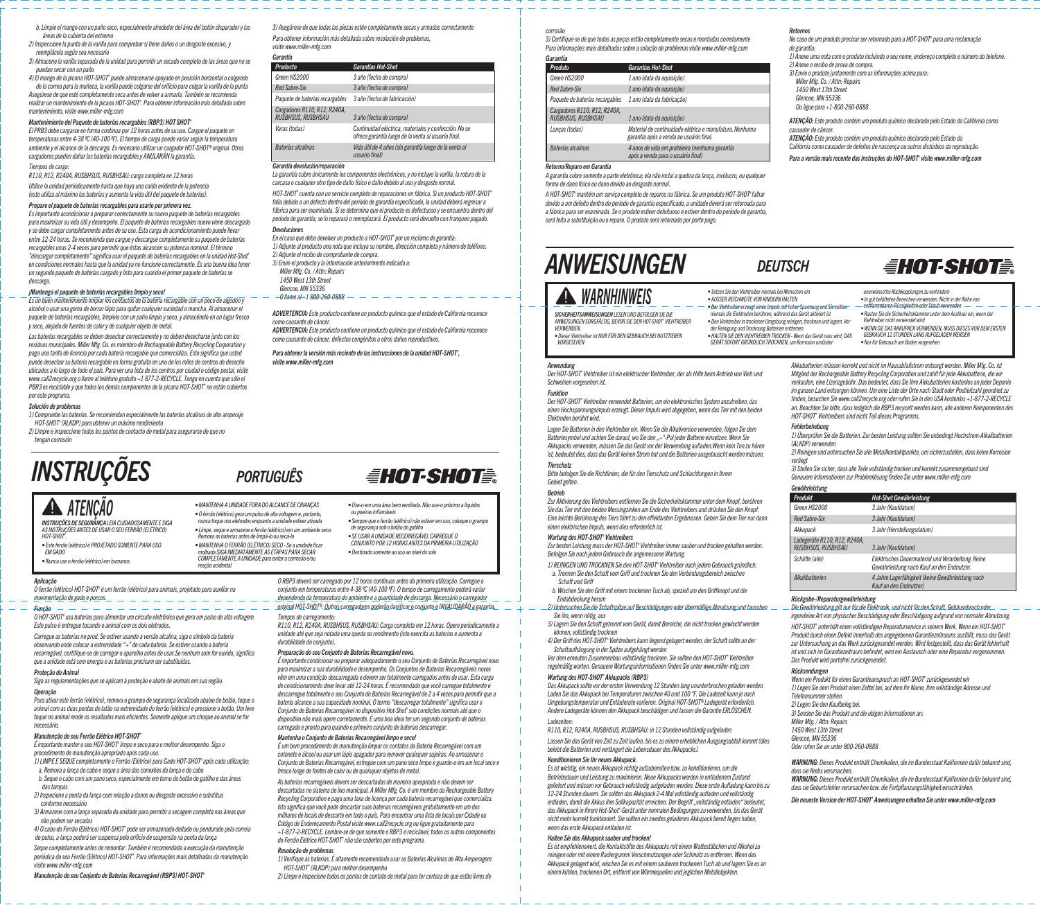b. Limpie el mango con un paño seco, especialmente alrededor del área del botón disparador y las áreas de la cubierta del extremo

2) Inspeccione la punta de la varilla para comprobar si tiene daños o un desgaste excesivo, y reemplácela según sea necesario

3) Almacene la varilla separada de la unidad para permitir un secado completo de las áreas que no se puedan secar con un paño

4) El mango de la picana HOT-SHOT® puede almacenarse apoyado en posición horizontal o colgando de la correa para la muñeca, la varilla puede colgarse del orificio para colgar la varilla de la punta

Asegúrese de que esté completamente seca antes de volver a armarla. También se recomienda realizar un mantenimiento de la picana HOT-SHOT®. Para obtener información más detallada sobre mantenimiento, visite www.miller-mfg.com

**Mantenimiento del Paquete de baterías recargables (RBP3) HOT SHOT®**

El PRB3 debe cargarse en forma continua por 12 horas antes de su uso. Cargue el paquete en temperaturas entre 4-38 ºC (40-100 ºF). El tiempo de carga puede variar según la temperatura ambiente y el alcance de la descarga. Es necesario utilizar un cargador HOT-SHOT® original. Otros cargadores pueden dañar las baterías recargables y ANULARÁN la garantía.

Tiempos de carga:

R110, R12, R240A, RUSBHSUS, RUSBHSAU: carga completa en 12 horas

Utilice la unidad periódicamente hasta que haya una caída evidente de la potencia (esto utiliza al máximo las baterías y aumenta la vida útil del paquete de baterías).

**Prepare el paquete de baterías recargables para usarlo por primera vez.**

Es importante acondicionar o preparar correctamente su nuevo paquete de baterías recargables para maximizar su vida útil y desempeño. El paquete de baterías recargables nuevo viene descargado y se debe cargar completamente antes de su uso. Esta carga de acondicionamiento puede llevar entre 12-24 horas. Se recomienda que cargue y descargue completamente su paquete de baterías recargables unas 2-4 veces para permitir que éstas alcancen su potencia nominal. El término "descargar completamente" significa usar el paquete de baterías recargables en la unidad Hot-Shot® en condiciones normales hasta que la unidad ya no funcione correctamente. Es una buena idea tener un segundo paquete de baterías cargado y listo para cuando el primer paquete de baterías se descarga.

**¡Mantenga el paquete de baterías recargables limpio y seco!**

Es un buen mantenimiento limpiar los contactos de la batería recargable con un poco de algodón y alcohol o usar una goma de borrar lápiz para quitar cualquier suciedad o mancha. Al almacenar el paquete de baterías recargables, límpielo con un paño limpio y seco, y almacénelo en un lugar fresco y seco, alejado de fuentes de calor y de cualquier objeto de metal.

Las baterías recargables se deben desechar correctamente y no deben desechar junto con los residuos municipales. Miller Mfg. Co. es miembro de Rechargeable Battery Recycling Corporation y paga una tarifa de licencia por cada batería recargable que comercializa. Esto significa que usted puede desechar su batería recargable en forma gratuita en uno de los miles de centros de desecho ubicados a lo largo de todo el país. Para ver una lista de los centros por ciudad o código postal, visite www.call2recycle.org o llame al teléfono gratuito +1 877-2-RECYCLE. Tenga en cuenta que sólo el PBR3 es reciclable y que todos los demás componentes de la picana HOT-SHOT® no están cubiertos por este programa.

**Solución de problemas**

1) Compruebe las baterías. Se recomiendan especialmente las baterías alcalinas de alto amperaje HOT-SHOT® (ALKDP) para obtener un máximo rendimiento

2) Limpie e inspeccione todos los puntos de contacto de metal para asegurarse de que no tengan corrosión

3) Asegúrese de que todas las piezas estén completamente secas y armadas correctamente

Para obtener información más detallada sobre resolución de problemas, visite www.miller-mfg.com

**Garantía**

| Producto | Garantías Hot-Shot |
|---|---|
| Green HS2000 | 3 año (fecha de compra) |
| Red Sabre-Six | 3 año (fecha de compra) |
| Paquete de baterías recargables | 3 año (fecha de fabricación) |
| Cargadores R110, R12, R240A, RUSBHSUS, RUSBHSAU | 3 año (fecha de compra) |
| Varas (todas) | Continuidad eléctrica, materiales y confección. No se ofrece garantía luego de la venta al usuario final. |
| Baterías alcalinas | Vida útil de 4 años (sin garantía luego de la venta al usuario final) |

**Garantía devolución/reparación**

La garantía cubre únicamente los componentes electrónicos, y no incluye la varilla, la rotura de la carcasa o cualquier otro tipo de daño físico o daño debido al uso y desgaste normal.

HOT-SHOT® cuenta con un servicio completo de reparaciones en fábrica. Si un producto HOT-SHOT® falla debido a un defecto dentro del período de garantía especificado, la unidad deberá regresar a fábrica para ser examinada. Si se determina que el producto es defectuoso y se encuentra dentro del período de garantía, se lo reparará o reemplazará. El producto será devuelto con franqueo pagado.

**Devoluciones**

En el caso que deba devolver un producto a HOT-SHOT® por un reclamo de garantía:

1) Adjunte al producto una nota que incluya su nombre, dirección completa y número de teléfono.

2) Adjunte el recibo de comprobante de compra.

3) Envíe el producto y la información anteriormente indicada a:

Miller Mfg. Co. / Attn: Repairs
1450 West 13th Street
Glencoe, MN 55336
O llame al +1 800-260-0888

**ADVERTENCIA:** Este producto contiene un producto químico que el estado de California reconoce como causante de cáncer.

**ADVERTENCIA:** Este producto contiene un producto químico que el estado de California reconoce como causante de cáncer, defectos congénitos u otros daños reproductivos.

**Para obtener la versión más reciente de las instrucciones de la unidad HOT-SHOT®, visite www.miller-mfg.com**

# INSTRUÇÕES — PORTUGUÊS

HOT-SHOT

## ATENÇÃO

**INSTRUÇÕES DE SEGURANÇA** LEIA CUIDADOSAMENTE E SIGA AS INSTRUÇÕES ANTES DE USAR O SEU FERRÃO (ELÉTRICO) HOT-SHOT®.

- Este ferrão (elétrico) é PROJETADO SOMENTE PARA USO EM GADO
- Nunca use o ferrão (elétrico) em humanos
- MANTENHA A UNIDADE FORA DO ALCANCE DE CRIANÇAS
- O ferrão (elétrico) gera um pulso de alta voltagem e, portanto, nunca toque nos eletrodos enquanto a unidade estiver ativada
- Limpe, seque e armazene o ferrão (elétrico) em um ambiente seco. Remova as baterias antes de limpá-lo ou secá-lo
- MANTENHA O FERRÃO (ELÉTRICO) SECO - Se a unidade ficar molhada SIGA IMEDIATAMENTE AS ETAPAS PARA SECAR COMPLETAMENTE A UNIDADE para evitar a corrosão e/ou reação acidental
- Use-o em uma área bem ventilada. Não use-o próximo a líquidos ou poeiras inflamáveis
- Sempre que o ferrão (elétrico) não estiver em uso, coloque o grampo de segurança sob o botão do gatilho
- SE USAR A UNIDADE RECERREGÁVEL CARREGUE O CONJUNTO POR 12 HORAS ANTES DA PRIMEIRA UTILIZAÇÃO
- Destinado somente ao uso ao nível do solo

**Aplicação**

O ferrão (elétrico) HOT-SHOT® é um ferrão (elétrico) para animais, projetado para auxiliar na movimentação de gado e porcos.

**Função**

O HOT-SHOT® usa baterias para alimentar um circuito eletrônico que gera um pulso de alta voltagem. Este pulso é entregue tocando o animal com os dois eletrodos.

Carregue as baterias no prod. Se estiver usando a versão alcalina, siga o símbolo da bateria observando onde colocar a extremidade "+" de cada bateria. Se estiver usando a bateria recarregável, certifique-se de carregar o aparelho antes de usar.Se nenhum som for ouvido, significa que a unidade está sem energia e as baterias precisam ser substituídas.

**Proteção do Animal**

Siga as regulamentações que se aplicam à proteção e abate de animais em sua região.

**Operação**

Para ativar este ferrão (elétrico), remova o grampo de segurança localizado abaixo do botão, toque o animal com as duas pontas de latão na extremidade do ferrão (elétrico) e pressione o botão. Um leve toque no animal rende os resultados mais eficientes. Somente aplique um choque ao animal se for necessário.

**Manutenção do seu Ferrão Elétrico HOT-SHOT®**

É importante manter o seu HOT-SHOT® limpo e seco para o melhor desempenho. Siga o procedimento de manutenção apropriado após cada uso.

1) LIMPE E SEQUE completamente o Ferrão (Elétrico) para Gado HOT-SHOT® após cada utilização:

a. Remova a lança do cabo e seque a área das conexões da lança e do cabo

b. Seque o cabo com um pano seco, especialmente em torno do botão de gatilho e das áreas das tampas

2) Inspecione a ponta da lança com relação a danos ou desgaste excessivo e substitua conforme necessário

3) Armazene com a lança separada da unidade para permitir a secagem completa nas áreas que não podem ser secadas

4) O cabo do Ferrão (Elétrico) HOT-SHOT® pode ser armazenado deitado ou pendurado pela correia de pulso, a lança poderá ser suspensa pelo orifício de suspensão na ponta da lança

Seque completamente antes de remontar. Também é recomendada a execução da manutenção periódica do seu Ferrão (Elétrico) HOT-SHOT®. Para informações mais detalhadas da manutenção visite www.miller-mfg.com

**Manutenção do seu Conjunto de Baterias Recarregável (RBP3) HOT-SHOT®**

O RBP3 deverá ser carregado por 12 horas contínuas antes da primeira utilização. Carregue o conjunto em temperaturas entre 4-38 ºC (40-100 ºF). O tempo de carregamento poderá variar dependendo da temperatura do ambiente e a quantidade de descarga. Necessário o carregador original HOT-SHOT®. Outros carregadores poderão danificar o conjunto e INVALIDARÃO a garantia.

Tempos de carregamento:

R110, R12, R240A, RUSBHSUS, RUSBHSAU: Carga completa em 12 horas. Opere periodicamente a unidade até que seja notada uma queda no rendimento (isto exercita as baterias e aumenta a durabilidade do conjunto).

**Preparação do seu Conjunto de Baterias Recarregável novo.**

É importante condicionar ou preparar adequadamente o seu Conjunto de Baterias Recarregável novo para maximizar a sua durabilidade e desempenho. Os Conjuntos de Baterias Recarregáveis novos vêm em uma condição descarregada e devem ser totalmente carregadas antes de usar. Esta carga de condicionamento deve levar até 12-24 horas. É recomendado que você carregue totalmente e descarregue totalmente o seu Conjunto de Baterias Recarregável de 2 a 4 vezes para permitir que a bateria alcance a sua capacidade nominal. O termo "descarregar totalmente" significa usar o Conjunto de Baterias Recarregável no dispositivo Hot-Shot® sob condições normais até que o dispositivo não opere corretamente. É uma boa ideia ter um segundo conjunto de baterias carregado e pronto para quando o primeiro conjunto de baterias descarregar.

**Mantenha o Conjunto de Baterias Recarregável limpo e seco!**

É um bom procedimento de manutenção limpar os contatos da Bateria Recarregável com um cotonete e álcool ou usar um lápis apagador para remover quaisquer sujeiras. Ao armazenar o Conjunto de Baterias Recarregável, esfregue com um pano seco limpo e guarde-o em um local seco e fresco longe de fontes de calor ou de quaisquer objetos de metal.

As baterias recarregáveis devem ser descartadas de maneira apropriada e não devem ser descartadas no sistema de lixo municipal. A Miller Mfg. Co. é um membro da Rechargeable Battery Recycling Corporation e paga uma taxa de licença por cada bateria recarregável que comercializa. Isto significa que você pode descartar suas baterias recarregáveis gratuitamente em um dos milhares de locais de descarte em todo o país. Para encontrar uma lista de locais por Cidade ou Código de Endereçamento Postal visite www.call2recycle.org ou ligue gratuitamente para +1-877-2-RECYCLE. Lembre-se de que somente o RBP3 é reciclável; todos os outros componentes do Ferrão Elétrico HOT-SHOT® não são cobertos por este programa.

**Resolução de problemas**

1) Verifique as baterias. É altamente recomendado usar as Baterias Alcalinas de Alta Amperagem HOT-SHOT® (ALKDP) para melhor desempenho

2) Limpe e inspecione todos os pontos de contato de metal para ter certeza de que estão livres de corrosão

3) Certifique-se de que todas as peças estão completamente secas e montadas corretamente

Para informações mais detalhadas sobre a solução de problemas visite www.miller-mfg.com

**Garantia**

| Produto | Garantias Hot-Shot |
|---|---|
| Green HS2000 | 1 ano (data da aquisição) |
| Red Sabre-Six | 1 ano (data da aquisição) |
| Paquete de baterías recargables | 1 ano (data da fabricação) |
| Cargadores R110, R12, R240A, RUSBHSUS, RUSBHSAU | 1 ano (data da aquisição) |
| Lanças (todas) | Material de continuidade elétrica e manufatura. Nenhuma garantia após a venda ao usuário final. |
| Baterias alcalinas | 4 anos de vida em prateleira (nenhuma garantia após a venda para o usuário final) |

**Retorno/Reparo em Garantia**

A garantia cobre somente a parte eletrônica; ela não inclui a quebra da lança, invólucro, ou qualquer forma de dano físico ou dano devido ao desgaste normal.

A HOT-SHOT® mantém um serviço completo de reparos na fábrica. Se um produto HOT-SHOT® falhar devido a um defeito dentro do período de garantia especificado, a unidade deverá ser retornada para a fábrica para ser examinada. Se o produto estiver defeituoso e estiver dentro do período de garantia, será feita a substituição ou o reparo. O produto será retornado por porte pago.

**Retornos**

No caso de um produto precisar ser retornado para a HOT-SHOT® para uma reclamação de garantia:

1) Anexe uma nota com o produto incluindo o seu nome, endereço completo e número do telefone.

2) Anexe o recibo de prova de compra.

3) Envie o produto juntamente com as informações acima para:

Miller Mfg. Co. / Attn: Repairs
1450 West 13th Street
Glencoe, MN 55336
Ou ligue para +1-800-260-0888

**ATENÇÃO:** Este produto contém um produto químico declarado pelo Estado da Califórnia como causador de câncer.

**ATENÇÃO:** Este produto contém um produto químico declarado pelo Estado da Califórnia como causador de defeitos de nascença ou outros distúrbios da reprodução.

**Para a versão mais recente das Instruções do HOT-SHOT® visite www.miller-mfg.com**

# ANWEISUNGEN — DEUTSCH

HOT-SHOT

## WARNHINWEIS

**SICHERHEITSANWEISUNGEN** LESEN UND BEFOLGEN SIE DIE ANWEISUNGEN SORGFÄLTIG, BEVOR SIE DEN HOT-SHOT® VIEHTREIBER VERWENDEN.

- Dieser Viehtreiber ist NUR FÜR DEN GEBRAUCH BEI NUTZTIEREN VORGESEHEN
- Setzen Sie den Viehtreiber niemals bei Menschen ein
- AUSSER REICHWEITE VON KINDERN HALTEN
- Der Viehtreiber erzeugt einen Impuls mit hoher Spannung und Sie sollten niemals die Elektroden berühren, während das Gerät aktiviert ist
- Den Viehtreiber in trockener Umgebung reinigen, trocknen und lagern. Vor der Reinigung und Trocknung Batterien entfernen
- HALTEN SIE DEN VIEHTREIBER TROCKEN - Wenn das Gerät nass wird, DAS GERÄT SOFORT GRÜNDLICH TROCKNEN, um Korrosion und/oder unerwünschte Rückkopplungen zu verhindern
- In gut belüfteten Bereichen verwenden. Nicht in der Nähe von entflammbaren Flüssigkeiten oder Staub verwenden
- Rasten Sie die Sicherheitsklammer unter dem Auslöser ein, wenn der Viehtreiber nicht verwendet wird
- WENN SIE DAS AKKUPACK VERWENDEN, MUSS DIESES VOR DEM ERSTEN GEBRAUCH 12 STUNDEN LANG AUFGELADEN WERDEN
- Nur für Gebrauch am Boden vorgesehen

**Anwendung**

Der HOT-SHOT® Viehtreiber ist ein elektrischer Viehtreiber, der als Hilfe beim Antrieb von Vieh und Schweinen vorgesehen ist.

**Funktion**

Der HOT-SHOT® Viehtreiber verwendet Batterien, um ein elektronisches System anzutreiben, das einen Hochspannungsimpuls erzeugt. Dieser Impuls wird abgegeben, wenn das Tier mit den beiden Elektroden berührt wird.

Legen Sie Batterien in den Viehtreiber ein. Wenn Sie die Alkaliversion verwenden, folgen Sie dem Batteriesymbol und achten Sie darauf, wo Sie den „+"-Pol jeder Batterie einsetzen. Wenn Sie Akkupacks verwenden, müssen Sie das Gerät vor der Verwendung aufladen.Wenn kein Ton zu hören ist, bedeutet dies, dass das Gerät keinen Strom hat und die Batterien ausgetauscht werden müssen.

**Tierschutz**

Bitte befolgen Sie die Richtlinien, die für den Tierschutz und Schlachtungen in Ihrem Gebiet gelten.

**Betrieb**

Zur Aktivierung des Viehtreibers entfernen Sie die Sicherheitsklammer unter dem Knopf, berühren Sie das Tier mit den beiden Messingzinken am Ende des Viehtreibers und drücken Sie den Knopf. Eine leichte Berührung des Tiers führt zu den effektivsten Ergebnissen. Geben Sie dem Tier nur dann einen elektrischen Impuls, wenn dies erforderlich ist.

**Wartung des HOT-SHOT® Viehtreibers**

Zur besten Leistung muss der HOT-SHOT® Viehtreiber immer sauber und trocken gehalten werden. Befolgen Sie nach jedem Gebrauch die angemessene Wartung.

1) REINIGEN UND TROCKNEN Sie den HOT-SHOT® Viehtreiber nach jedem Gebrauch gründlich:

a. Trennen Sie den Schaft vom Griff und trocknen Sie den Verbindungsbereich zwischen Schaft und Griff

b. Wischen Sie den Griff mit einem trockenen Tuch ab, speziell um den Griffknopf und die Endabdeckung herum

2) Untersuchen Sie die Schaftspitze auf Beschädigungen oder übermäßige Abnutzung und tauschen Sie ihn, wenn nötig, aus

3) Lagern Sie den Schaft getrennt vom Gerät, damit Bereiche, die nicht trocken gewischt werden können, vollständig trocknen

4) Der Griff des HOT-SHOT® Viehtreibers kann liegend gelagert werden, der Schaft sollte an der Schaftaufhängung in der Spitze aufgehängt werden

Vor dem erneuten Zusammenbau vollständig trocknen. Sie sollten den HOT-SHOT® Viehtreiber regelmäßig warten. Genauere Wartungsinformationen finden Sie unter www.miller-mfg.com

**Wartung des HOT-SHOT® Akkupacks (RBP3)**

Das Akkupack sollte vor der ersten Verwendung 12 Stunden lang ununterbrochen geladen werden. Laden Sie das Akkupack bei Temperaturen zwischen 40 und 100 °F. Die Ladezeit kann je nach Umgebungstemperatur und Entladerate variieren. Original HOT-SHOT® Ladegerät erforderlich. Andere Ladegeräte können den Akkupack beschädigen und lassen die Garantie ERLÖSCHEN.

Ladezeiten:

R110, R12, R240A, RUSBHSUS, RUSBHSAU: in 12 Stunden vollständig aufgeladen

Lassen Sie das Gerät von Zeit zu Zeit laufen, bis es zu einem erheblichen Ausgangsabfall kommt (dies belebt die Batterien und verlängert die Lebensdauer des Akkupacks).

**Konditionieren Sie Ihr neues Akkupack.**

Es ist wichtig, ein neues Akkupack richtig aufzubereiten bzw. zu konditionieren, um die Betriebsdauer und Leistung zu maximieren. Neue Akkupacks werden in entladenem Zustand geliefert und müssen vor Gebrauch vollständig aufgeladen werden. Diese erste Aufladung kann bis zu 12-24 Stunden dauern. Sie sollten das Akkupack 2-4 Mal vollständig aufladen und vollständig entladen, damit die Akkus ihre Sollkapazität erreichen. Der Begriff „vollständig entladen" bedeutet, das Akkupack in Ihrem Hot-Shot®-Gerät unter normalen Bedingungen zu verwenden, bis das Gerät nicht mehr korrekt funktioniert. Sie sollten ein zweites geladenes Akkupack bereit liegen haben, wenn das erste Akkupack entladen ist.

**Halten Sie das Akkupack sauber und trocken!**

Es ist empfehlenswert, die Kontaktstifte des Akkupacks mit einem Wattestäbchen und Alkohol zu reinigen oder mit einem Radiergummi Verschmutzungen oder Schmutz zu entfernen. Wenn das Akkupack gelagert wird, wischen Sie es mit einem sauberen trockenen Tuch ab und lagern Sie es an einem kühlen, trockenen Ort, entfernt von Wärmequellen und jeglichen Metallobjekten.

Akkubatterien müssen korrekt und nicht im Hausabfallstrom entsorgt werden. Miller Mfg. Co. ist Mitglied der Rechargeable Battery Recycling Corporation und zahlt für jede Akkubatterie, die wir verkaufen, eine Lizenzgebühr. Das bedeutet, dass Sie Ihre Akkubatterien kostenlos an jeder Deponie im ganzen Land entsorgen können. Um eine Liste der Orte nach Stadt oder Postleitzahl geordnet zu finden, besuchen Sie www.call2recycle.org oder rufen Sie in den USA kostenlos +1-877-2-RECYCLE an. Beachten Sie bitte, dass lediglich die RBP3 recycelt werden kann, alle anderen Komponenten des HOT-SHOT® Viehtreibers sind nicht Teil dieses Programms.

**Fehlerbehebung**

1) Überprüfen Sie die Batterien. Zur besten Leistung sollten Sie unbedingt Hochstrom-Alkalibatterien (ALKDP) verwenden

2) Reinigen und untersuchen Sie alle Metallkontaktpunkte, um sicherzustellen, dass keine Korrosion vorliegt

3) Stellen Sie sicher, dass alle Teile vollständig trocken und korrekt zusammengebaut sind

Genauere Informationen zur Problemlösung finden Sie unter www.miller-mfg.com

**Gewährleistung**

| Produkt | Hot-Shot Gewährleistung |
|---|---|
| Green HS2000 | 3 Jahr (Kaufdatum) |
| Red Sabre-Six | 3 Jahr (Kaufdatum) |
| Akkupack | 3 Jahr (Herstellungsdatum) |
| Ladegeräte R110, R12, R240A, RUSBHSUS, RUSBHSAU | 3 Jahr (Kaufdatum) |
| Schäfte (alle) | Elektrisches Dauermaterial und Verarbeitung. Keine Gewährleistung nach Kauf an den Endnutzer. |
| Alkalibatterien | 4 Jahre Lagerfähigkeit (keine Gewährleistung nach Kauf an den Endnutzer) |

**Rückgabe-/Reparaturgewährleistung**

Die Gewährleistung gilt nur für die Elektronik, und nicht für den Schaft, Gehäusebruch oder irgendeine Art von physischer Beschädigung oder Beschädigung aufgrund von normaler Abnutzung.

HOT-SHOT® unterhält einen vollständigen Reparaturservice in seinem Werk. Wenn ein HOT-SHOT® Produkt durch einen Defekt innerhalb des angegebenen Garantiezeitraums ausfällt, muss das Gerät zur Untersuchung an das Werk zurückgesendet werden. Wird festgestellt, dass das Gerät fehlerhaft ist und sich im Garantiezeitraum befindet, wird ein Austausch oder eine Reparatur vorgenommen. Das Produkt wird portofrei zurückgesendet.

**Rücksendungen**

Wenn ein Produkt für einen Garantieanspruch an HOT-SHOT® zurückgesendet wir

1) Legen Sie dem Produkt einen Zettel bei, auf dem Ihr Name, Ihre vollständige Adresse und Telefonnummer stehen.

2) Legen Sie den Kaufbeleg bei.

3) Senden Sie das Produkt und die obigen Informationen an:

Miller Mfg. / Attn: Repairs
1450 West 13th Street
Glencoe, MN 55336
Oder rufen Sie an unter 800-260-0888

**WARNUNG:** Dieses Produkt enthält Chemikalien, die im Bundesstaat Kalifornien dafür bekannt sind, dass sie Krebs verursachen.

**WARNUNG:** Dieses Produkt enthält Chemikalien, die im Bundesstaat Kalifornien dafür bekannt sind, dass sie Geburtsfehler verursachen bzw. die Fortpflanzungsfähigkeit einschränken.

**Die neueste Version der HOT-SHOT® Anweisungen erhalten Sie unter www.miller-mfg.com**